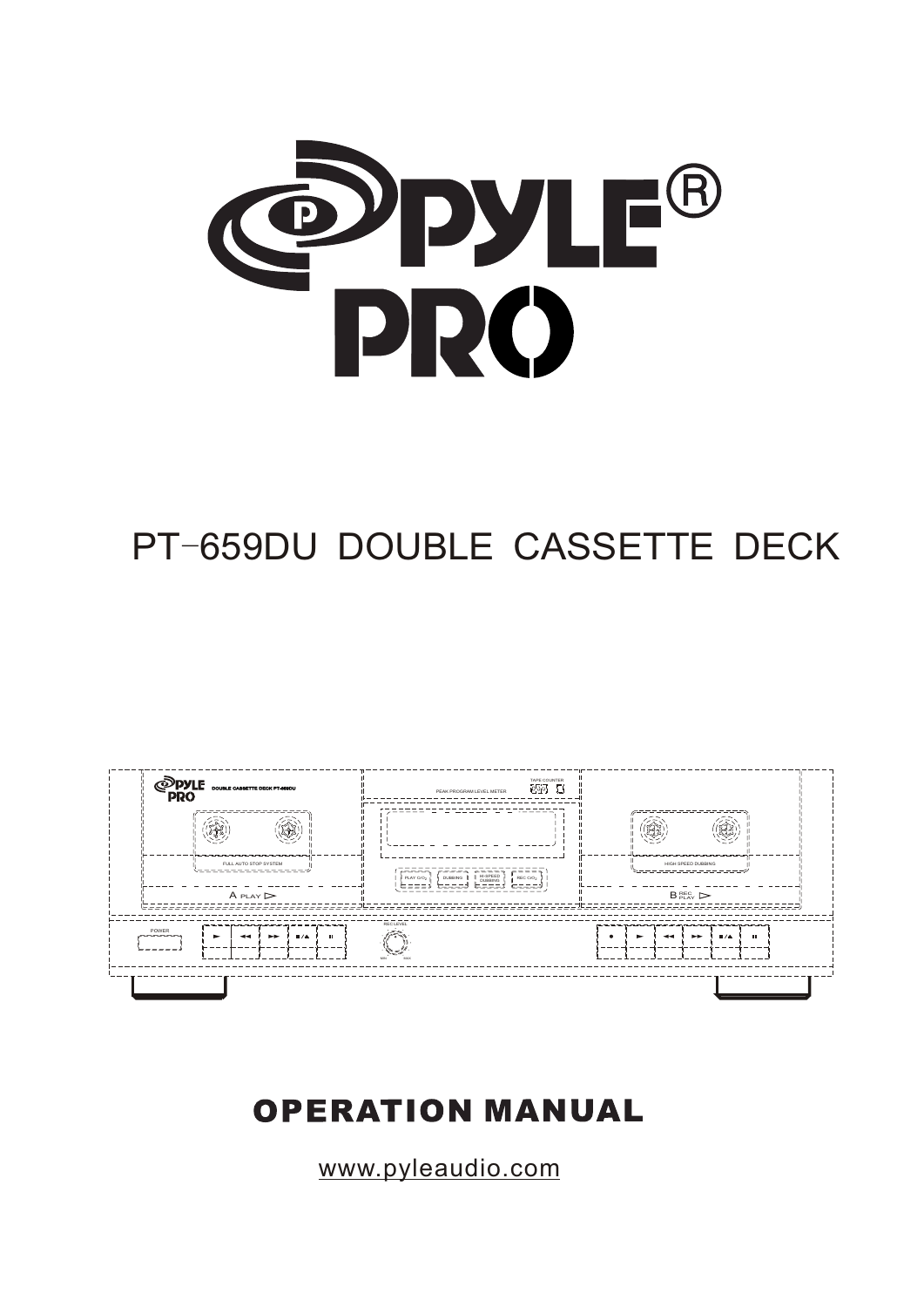# PYLE® PRO

## PT-659DU DOUBLE CASSETTE DECK

# OPERATION MANUAL

www.pyleaudio.com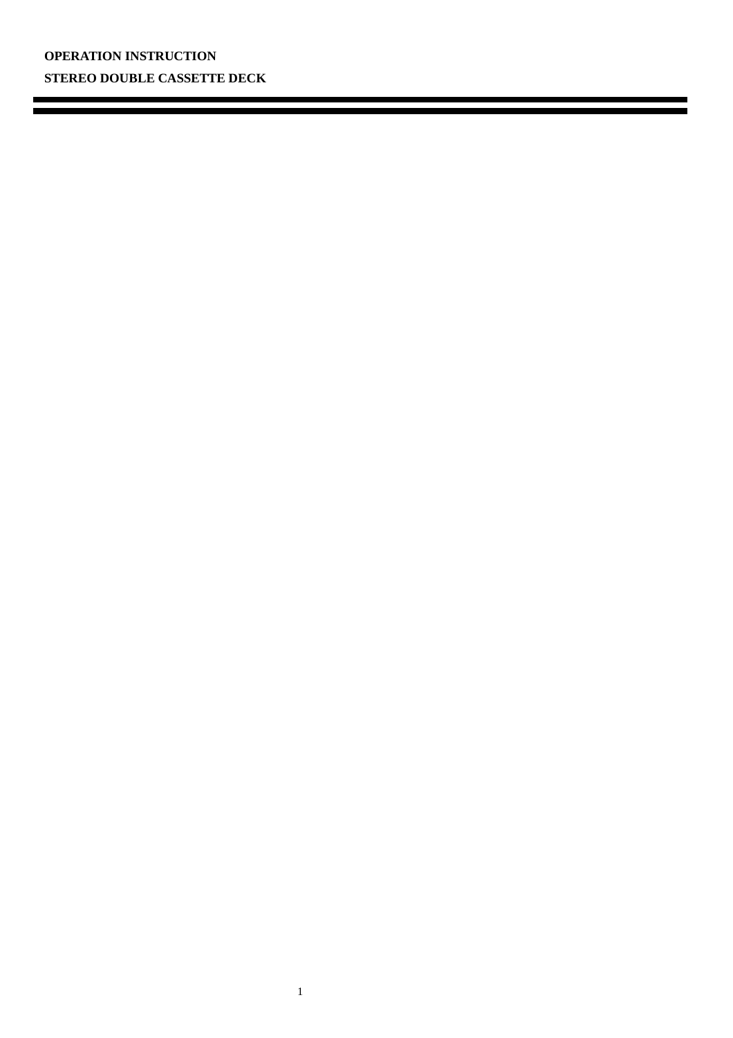**OPERATION INSTRUCTION**

**STEREO DOUBLE CASSETTE DECK**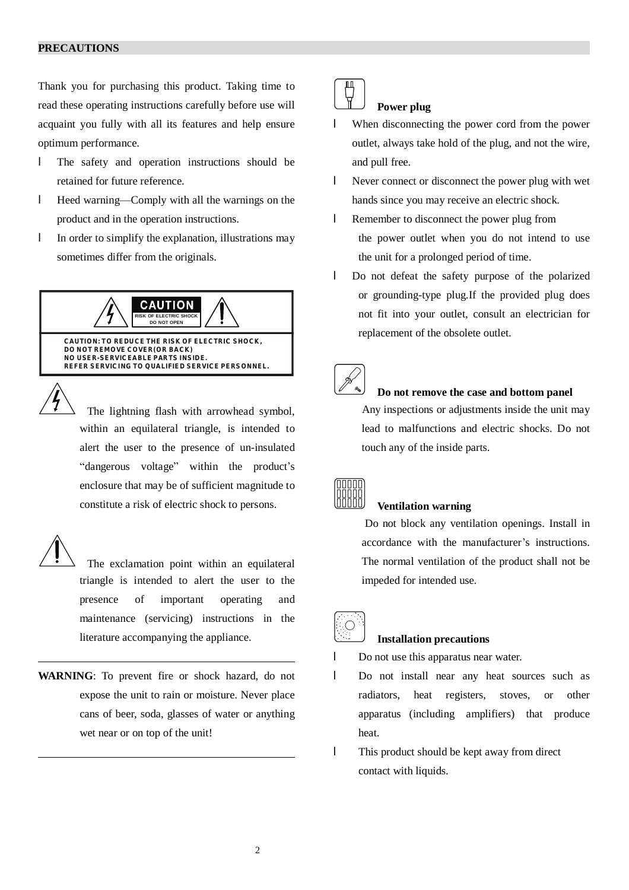## PRECAUTIONS

Thank you for purchasing this product. Taking time to read these operating instructions carefully before use will acquaint you fully with all its features and help ensure optimum performance.

- The safety and operation instructions should be retained for future reference.
- Heed warning—Comply with all the warnings on the product and in the operation instructions.
- In order to simplify the explanation, illustrations may sometimes differ from the originals.

**CAUTION**
RISK OF ELECTRIC SHOCK
DO NOT OPEN

CAUTION: TO REDUCE THE RISK OF ELECTRIC SHOCK,
DO NOT REMOVE COVER(OR BACK)
NO USER-SERVICEABLE PARTS INSIDE.
REFER SERVICING TO QUALIFIED SERVICE PERSONNEL.

The lightning flash with arrowhead symbol, within an equilateral triangle, is intended to alert the user to the presence of un-insulated "dangerous voltage" within the product's enclosure that may be of sufficient magnitude to constitute a risk of electric shock to persons.

The exclamation point within an equilateral triangle is intended to alert the user to the presence of important operating and maintenance (servicing) instructions in the literature accompanying the appliance.

---

**WARNING**: To prevent fire or shock hazard, do not expose the unit to rain or moisture. Never place cans of beer, soda, glasses of water or anything wet near or on top of the unit!

---

**Power plug**

- When disconnecting the power cord from the power outlet, always take hold of the plug, and not the wire, and pull free.
- Never connect or disconnect the power plug with wet hands since you may receive an electric shock.
- Remember to disconnect the power plug from the power outlet when you do not intend to use the unit for a prolonged period of time.
- Do not defeat the safety purpose of the polarized or grounding-type plug.If the provided plug does not fit into your outlet, consult an electrician for replacement of the obsolete outlet.

**Do not remove the case and bottom panel**

Any inspections or adjustments inside the unit may lead to malfunctions and electric shocks. Do not touch any of the inside parts.

**Ventilation warning**

Do not block any ventilation openings. Install in accordance with the manufacturer's instructions. The normal ventilation of the product shall not be impeded for intended use.

**Installation precautions**

- Do not use this apparatus near water.
- Do not install near any heat sources such as radiators, heat registers, stoves, or other apparatus (including amplifiers) that produce heat.
- This product should be kept away from direct contact with liquids.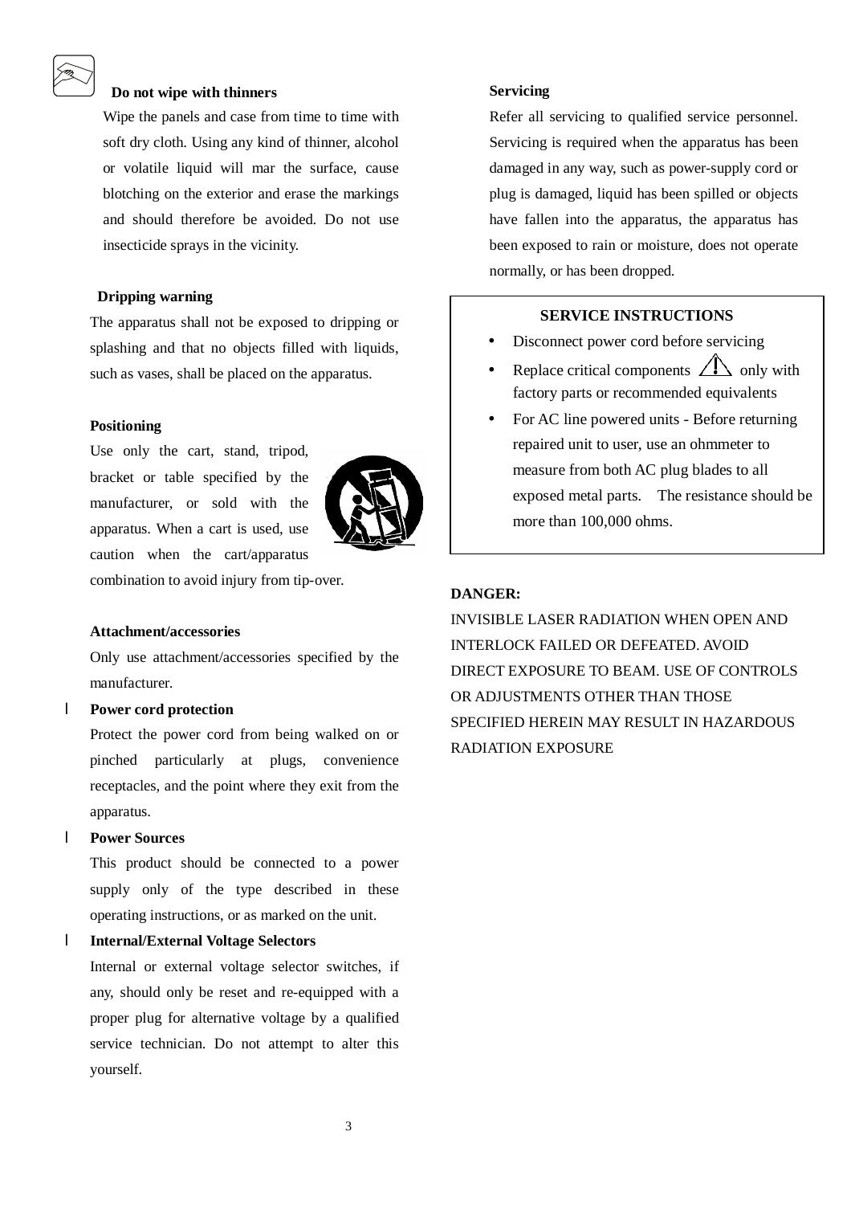**Do not wipe with thinners**

Wipe the panels and case from time to time with soft dry cloth. Using any kind of thinner, alcohol or volatile liquid will mar the surface, cause blotching on the exterior and erase the markings and should therefore be avoided. Do not use insecticide sprays in the vicinity.

**Dripping warning**

The apparatus shall not be exposed to dripping or splashing and that no objects filled with liquids, such as vases, shall be placed on the apparatus.

**Positioning**

Use only the cart, stand, tripod, bracket or table specified by the manufacturer, or sold with the apparatus. When a cart is used, use caution when the cart/apparatus combination to avoid injury from tip-over.

**Attachment/accessories**

Only use attachment/accessories specified by the manufacturer.

- **Power cord protection**

  Protect the power cord from being walked on or pinched particularly at plugs, convenience receptacles, and the point where they exit from the apparatus.

- **Power Sources**

  This product should be connected to a power supply only of the type described in these operating instructions, or as marked on the unit.

- **Internal/External Voltage Selectors**

  Internal or external voltage selector switches, if any, should only be reset and re-equipped with a proper plug for alternative voltage by a qualified service technician. Do not attempt to alter this yourself.

**Servicing**

Refer all servicing to qualified service personnel. Servicing is required when the apparatus has been damaged in any way, such as power-supply cord or plug is damaged, liquid has been spilled or objects have fallen into the apparatus, the apparatus has been exposed to rain or moisture, does not operate normally, or has been dropped.

**SERVICE INSTRUCTIONS**

- Disconnect power cord before servicing
- Replace critical components ⚠ only with factory parts or recommended equivalents
- For AC line powered units - Before returning repaired unit to user, use an ohmmeter to measure from both AC plug blades to all exposed metal parts. The resistance should be more than 100,000 ohms.

**DANGER:**

INVISIBLE LASER RADIATION WHEN OPEN AND INTERLOCK FAILED OR DEFEATED. AVOID DIRECT EXPOSURE TO BEAM. USE OF CONTROLS OR ADJUSTMENTS OTHER THAN THOSE SPECIFIED HEREIN MAY RESULT IN HAZARDOUS RADIATION EXPOSURE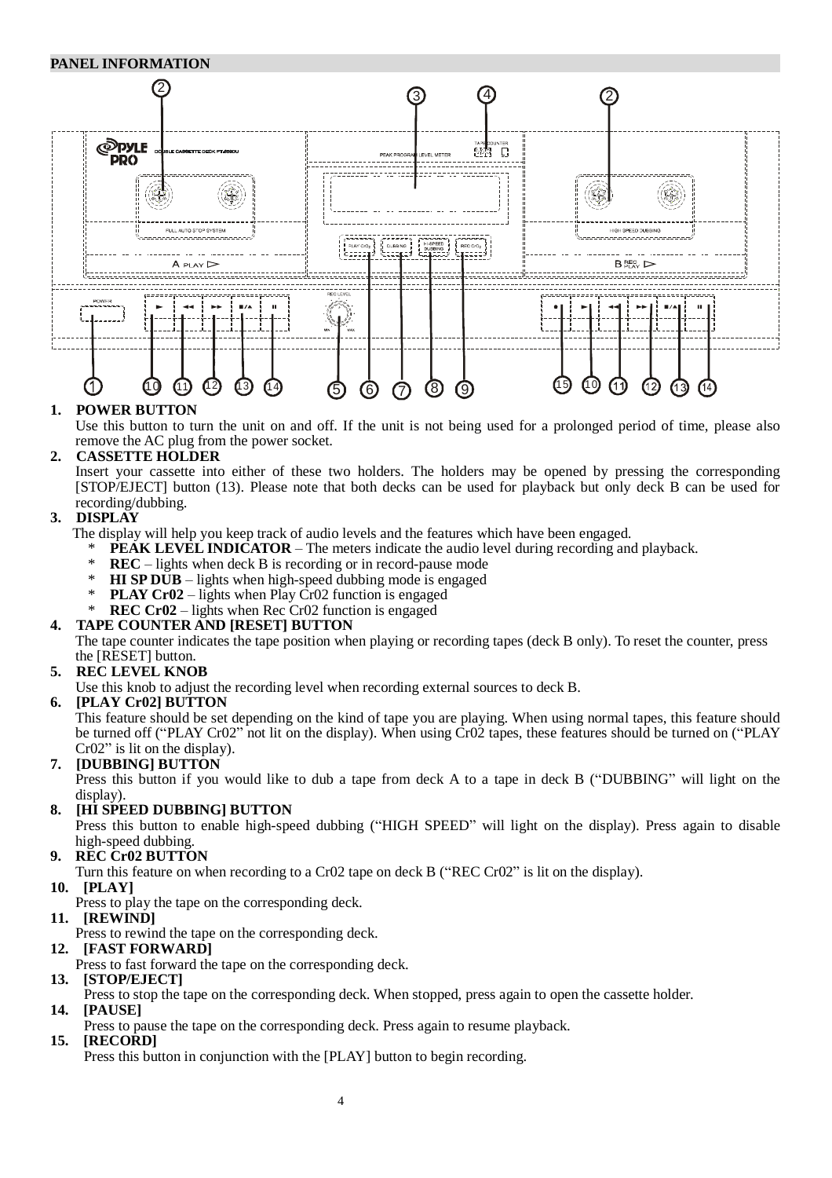## PANEL INFORMATION

1. **POWER BUTTON**
   Use this button to turn the unit on and off. If the unit is not being used for a prolonged period of time, please also remove the AC plug from the power socket.
2. **CASSETTE HOLDER**
   Insert your cassette into either of these two holders. The holders may be opened by pressing the corresponding [STOP/EJECT] button (13). Please note that both decks can be used for playback but only deck B can be used for recording/dubbing.
3. **DISPLAY**
   The display will help you keep track of audio levels and the features which have been engaged.
   * **PEAK LEVEL INDICATOR** – The meters indicate the audio level during recording and playback.
   * **REC** – lights when deck B is recording or in record-pause mode
   * **HI SP DUB** – lights when high-speed dubbing mode is engaged
   * **PLAY Cr02** – lights when Play Cr02 function is engaged
   * **REC Cr02** – lights when Rec Cr02 function is engaged
4. **TAPE COUNTER AND [RESET] BUTTON**
   The tape counter indicates the tape position when playing or recording tapes (deck B only). To reset the counter, press the [RESET] button.
5. **REC LEVEL KNOB**
   Use this knob to adjust the recording level when recording external sources to deck B.
6. **[PLAY Cr02] BUTTON**
   This feature should be set depending on the kind of tape you are playing. When using normal tapes, this feature should be turned off ("PLAY Cr02" not lit on the display). When using Cr02 tapes, these features should be turned on ("PLAY Cr02" is lit on the display).
7. **[DUBBING] BUTTON**
   Press this button if you would like to dub a tape from deck A to a tape in deck B ("DUBBING" will light on the display).
8. **[HI SPEED DUBBING] BUTTON**
   Press this button to enable high-speed dubbing ("HIGH SPEED" will light on the display). Press again to disable high-speed dubbing.
9. **REC Cr02 BUTTON**
   Turn this feature on when recording to a Cr02 tape on deck B ("REC Cr02" is lit on the display).
10. **[PLAY]**
    Press to play the tape on the corresponding deck.
11. **[REWIND]**
    Press to rewind the tape on the corresponding deck.
12. **[FAST FORWARD]**
    Press to fast forward the tape on the corresponding deck.
13. **[STOP/EJECT]**
    Press to stop the tape on the corresponding deck. When stopped, press again to open the cassette holder.
14. **[PAUSE]**
    Press to pause the tape on the corresponding deck. Press again to resume playback.
15. **[RECORD]**
    Press this button in conjunction with the [PLAY] button to begin recording.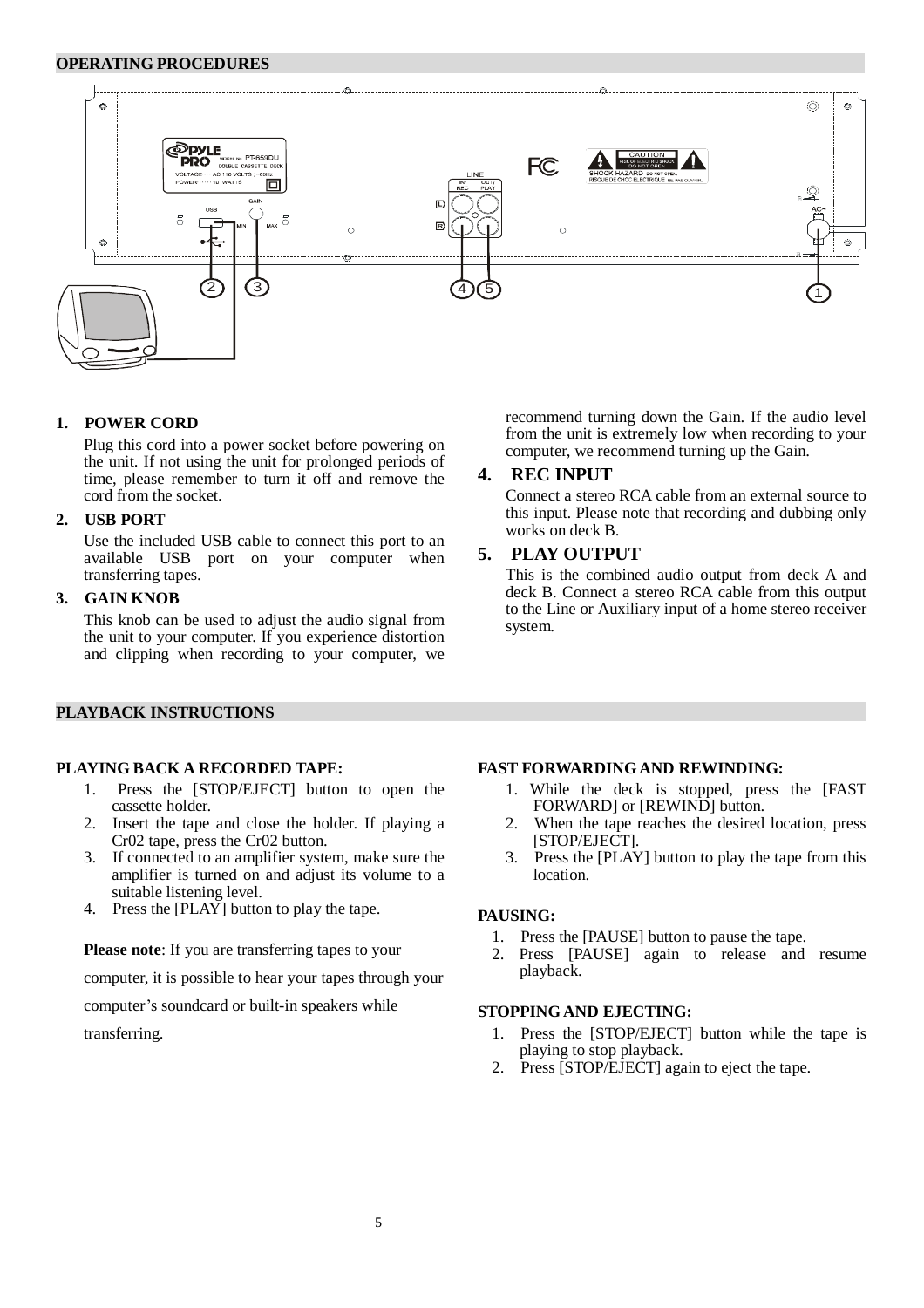## OPERATING PROCEDURES

### 1. POWER CORD

Plug this cord into a power socket before powering on the unit. If not using the unit for prolonged periods of time, please remember to turn it off and remove the cord from the socket.

### 2. USB PORT

Use the included USB cable to connect this port to an available USB port on your computer when transferring tapes.

### 3. GAIN KNOB

This knob can be used to adjust the audio signal from the unit to your computer. If you experience distortion and clipping when recording to your computer, we recommend turning down the Gain. If the audio level from the unit is extremely low when recording to your computer, we recommend turning up the Gain.

### 4. REC INPUT

Connect a stereo RCA cable from an external source to this input. Please note that recording and dubbing only works on deck B.

### 5. PLAY OUTPUT

This is the combined audio output from deck A and deck B. Connect a stereo RCA cable from this output to the Line or Auxiliary input of a home stereo receiver system.

## PLAYBACK INSTRUCTIONS

**PLAYING BACK A RECORDED TAPE:**

1. Press the [STOP/EJECT] button to open the cassette holder.
2. Insert the tape and close the holder. If playing a Cr02 tape, press the Cr02 button.
3. If connected to an amplifier system, make sure the amplifier is turned on and adjust its volume to a suitable listening level.
4. Press the [PLAY] button to play the tape.

**Please note**: If you are transferring tapes to your computer, it is possible to hear your tapes through your computer's soundcard or built-in speakers while transferring.

**FAST FORWARDING AND REWINDING:**

1. While the deck is stopped, press the [FAST FORWARD] or [REWIND] button.
2. When the tape reaches the desired location, press [STOP/EJECT].
3. Press the [PLAY] button to play the tape from this location.

**PAUSING:**

1. Press the [PAUSE] button to pause the tape.
2. Press [PAUSE] again to release and resume playback.

**STOPPING AND EJECTING:**

1. Press the [STOP/EJECT] button while the tape is playing to stop playback.
2. Press [STOP/EJECT] again to eject the tape.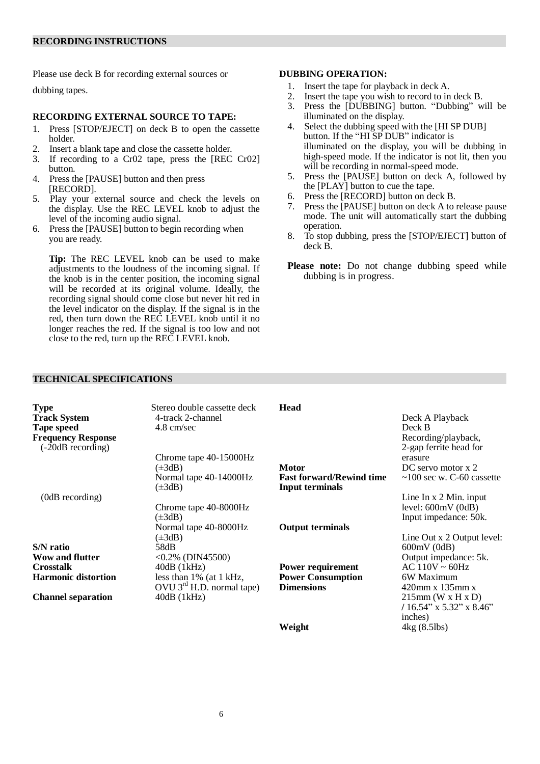## RECORDING INSTRUCTIONS

Please use deck B for recording external sources or dubbing tapes.

### RECORDING EXTERNAL SOURCE TO TAPE:

1. Press [STOP/EJECT] on deck B to open the cassette holder.
2. Insert a blank tape and close the cassette holder.
3. If recording to a Cr02 tape, press the [REC Cr02] button.
4. Press the [PAUSE] button and then press [RECORD].
5. Play your external source and check the levels on the display. Use the REC LEVEL knob to adjust the level of the incoming audio signal.
6. Press the [PAUSE] button to begin recording when you are ready.

**Tip:** The REC LEVEL knob can be used to make adjustments to the loudness of the incoming signal. If the knob is in the center position, the incoming signal will be recorded at its original volume. Ideally, the recording signal should come close but never hit red in the level indicator on the display. If the signal is in the red, then turn down the REC LEVEL knob until it no longer reaches the red. If the signal is too low and not close to the red, turn up the REC LEVEL knob.

### DUBBING OPERATION:

1. Insert the tape for playback in deck A.
2. Insert the tape you wish to record to in deck B.
3. Press the [DUBBING] button. "Dubbing" will be illuminated on the display.
4. Select the dubbing speed with the [HI SP DUB] button. If the "HI SP DUB" indicator is illuminated on the display, you will be dubbing in high-speed mode. If the indicator is not lit, then you will be recording in normal-speed mode.
5. Press the [PAUSE] button on deck A, followed by the [PLAY] button to cue the tape.
6. Press the [RECORD] button on deck B.
7. Press the [PAUSE] button on deck A to release pause mode. The unit will automatically start the dubbing operation.
8. To stop dubbing, press the [STOP/EJECT] button of deck B.

**Please note:** Do not change dubbing speed while dubbing is in progress.

## TECHNICAL SPECIFICATIONS

| | |
|---|---|
| **Type** | Stereo double cassette deck |
| **Track System** | 4-track 2-channel |
| **Tape speed** | 4.8 cm/sec |
| **Frequency Response** (-20dB recording) | Chrome tape 40-15000Hz (±3dB)<br>Normal tape 40-14000Hz (±3dB) |
| (0dB recording) | Chrome tape 40-8000Hz (±3dB)<br>Normal tape 40-8000Hz (±3dB) |
| **S/N ratio** | 58dB |
| **Wow and flutter** | <0.2% (DIN45500) |
| **Crosstalk** | 40dB (1kHz) |
| **Harmonic distortion** | less than 1% (at 1 kHz, OVU 3rd H.D. normal tape) |
| **Channel separation** | 40dB (1kHz) |
| **Head** | Deck A Playback<br>Deck B Recording/playback, 2-gap ferrite head for erasure |
| **Motor** | DC servo motor x 2 |
| **Fast forward/Rewind time** | ~100 sec w. C-60 cassette |
| **Input terminals** | Line In x 2 Min. input level: 600mV (0dB)<br>Input impedance: 50k. |
| **Output terminals** | Line Out x 2 Output level: 600mV (0dB)<br>Output impedance: 5k. |
| **Power requirement** | AC 110V ~ 60Hz |
| **Power Consumption** | 6W Maximum |
| **Dimensions** | 420mm x 135mm x 215mm (W x H x D) / 16.54" x 5.32" x 8.46" inches) |
| **Weight** | 4kg (8.5lbs) |